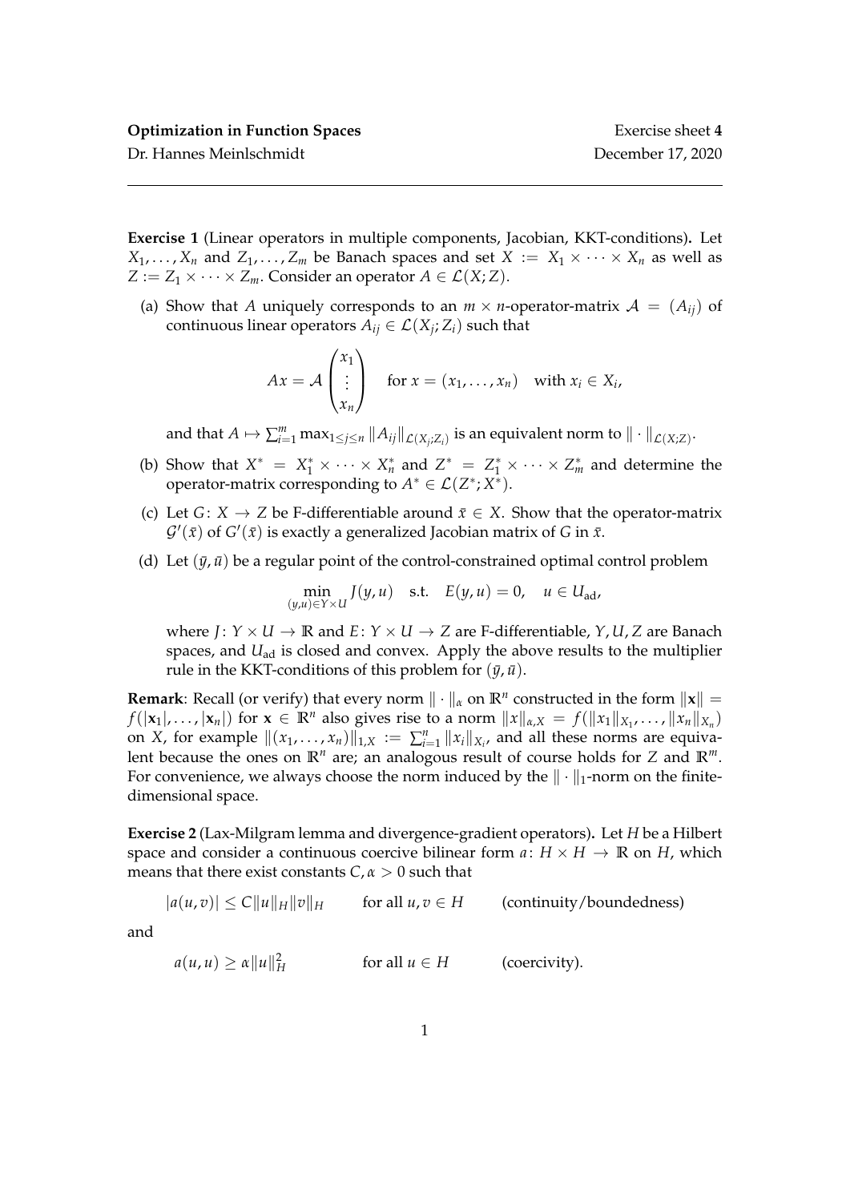**Optimization in Function Spaces** Exercise sheet **4**

Dr. Hannes Meinlschmidt December 17, 2020

---

**Exercise 1** (Linear operators in multiple components, Jacobian, KKT-conditions)**.** Let $X_1, \dots, X_n$ and $Z_1, \dots, Z_m$ be Banach spaces and set $X := X_1 \times \cdots \times X_n$ as well as $Z := Z_1 \times \cdots \times Z_m$. Consider an operator $A \in \mathcal{L}(X; Z)$.

(a) Show that $A$ uniquely corresponds to an $m \times n$-operator-matrix $\mathcal{A} = (A_{ij})$ of continuous linear operators $A_{ij} \in \mathcal{L}(X_j; Z_i)$ such that

$$Ax = \mathcal{A} \begin{pmatrix} x_1 \\ \vdots \\ x_n \end{pmatrix} \quad \text{for } x = (x_1, \dots, x_n) \quad \text{with } x_i \in X_i,$$

and that $A \mapsto \sum_{i=1}^m \max_{1 \le j \le n} \|A_{ij}\|_{\mathcal{L}(X_j;Z_i)}$ is an equivalent norm to $\|\cdot\|_{\mathcal{L}(X;Z)}$.

(b) Show that $X^* = X_1^* \times \cdots \times X_n^*$ and $Z^* = Z_1^* \times \cdots \times Z_m^*$ and determine the operator-matrix corresponding to $A^* \in \mathcal{L}(Z^*; X^*)$.

(c) Let $G \colon X \to Z$ be F-differentiable around $\bar{x} \in X$. Show that the operator-matrix $\mathcal{G}'(\bar{x})$ of $G'(\bar{x})$ is exactly a generalized Jacobian matrix of $G$ in $\bar{x}$.

(d) Let $(\bar{y}, \bar{u})$ be a regular point of the control-constrained optimal control problem

$$\min_{(y,u) \in Y \times U} J(y, u) \quad \text{s.t.} \quad E(y, u) = 0, \quad u \in U_{\text{ad}},$$

where $J \colon Y \times U \to \mathbb{R}$ and $E \colon Y \times U \to Z$ are F-differentiable, $Y, U, Z$ are Banach spaces, and $U_{\text{ad}}$ is closed and convex. Apply the above results to the multiplier rule in the KKT-conditions of this problem for $(\bar{y}, \bar{u})$.

**Remark**: Recall (or verify) that every norm $\|\cdot\|_\alpha$ on $\mathbb{R}^n$ constructed in the form $\|\mathbf{x}\| = f(|\mathbf{x}_1|, \dots, |\mathbf{x}_n|)$ for $\mathbf{x} \in \mathbb{R}^n$ also gives rise to a norm $\|x\|_{\alpha,X} = f(\|x_1\|_{X_1}, \dots, \|x_n\|_{X_n})$ on $X$, for example $\|(x_1, \dots, x_n)\|_{1,X} := \sum_{i=1}^n \|x_i\|_{X_i}$, and all these norms are equivalent because the ones on $\mathbb{R}^n$ are; an analogous result of course holds for $Z$ and $\mathbb{R}^m$. For convenience, we always choose the norm induced by the $\|\cdot\|_1$-norm on the finite-dimensional space.

**Exercise 2** (Lax-Milgram lemma and divergence-gradient operators)**.** Let $H$ be a Hilbert space and consider a continuous coercive bilinear form $a \colon H \times H \to \mathbb{R}$ on $H$, which means that there exist constants $C, \alpha > 0$ such that

$$|a(u, v)| \le C\|u\|_H \|v\|_H \qquad \text{for all } u, v \in H \qquad \text{(continuity/boundedness)}$$

and

$$a(u, u) \ge \alpha \|u\|_H^2 \qquad \text{for all } u \in H \qquad \text{(coercivity)}.$$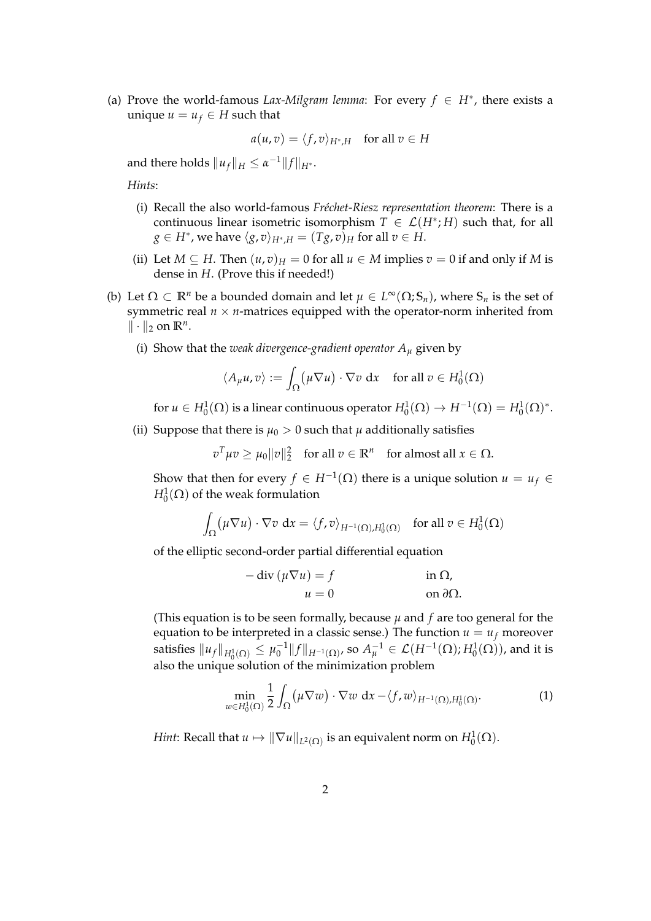(a) Prove the world-famous *Lax-Milgram lemma*: For every $f \in H^*$, there exists a unique $u = u_f \in H$ such that

$$a(u, v) = \langle f, v \rangle_{H^*,H} \quad \text{for all } v \in H$$

and there holds $\|u_f\|_H \le \alpha^{-1} \|f\|_{H^*}$.

*Hints*:

  (i) Recall the also world-famous *Fréchet-Riesz representation theorem*: There is a continuous linear isometric isomorphism $T \in \mathcal{L}(H^*; H)$ such that, for all $g \in H^*$, we have $\langle g, v \rangle_{H^*,H} = (Tg, v)_H$ for all $v \in H$.

  (ii) Let $M \subseteq H$. Then $(u, v)_H = 0$ for all $u \in M$ implies $v = 0$ if and only if $M$ is dense in $H$. (Prove this if needed!)

(b) Let $\Omega \subset \mathbb{R}^n$ be a bounded domain and let $\mu \in L^\infty(\Omega; \mathbb{S}_n)$, where $\mathbb{S}_n$ is the set of symmetric real $n \times n$-matrices equipped with the operator-norm inherited from $\|\cdot\|_2$ on $\mathbb{R}^n$.

  (i) Show that the *weak divergence-gradient operator $A_\mu$* given by

$$\langle A_\mu u, v \rangle := \int_\Omega \big(\mu \nabla u\big) \cdot \nabla v \; \mathrm{d}x \quad \text{for all } v \in H_0^1(\Omega)$$

  for $u \in H_0^1(\Omega)$ is a linear continuous operator $H_0^1(\Omega) \to H^{-1}(\Omega) = H_0^1(\Omega)^*$.

  (ii) Suppose that there is $\mu_0 > 0$ such that $\mu$ additionally satisfies

$$v^T \mu v \ge \mu_0 \|v\|_2^2 \quad \text{for all } v \in \mathbb{R}^n \quad \text{for almost all } x \in \Omega.$$

  Show that then for every $f \in H^{-1}(\Omega)$ there is a unique solution $u = u_f \in H_0^1(\Omega)$ of the weak formulation

$$\int_\Omega \big(\mu \nabla u\big) \cdot \nabla v \; \mathrm{d}x = \langle f, v \rangle_{H^{-1}(\Omega), H_0^1(\Omega)} \quad \text{for all } v \in H_0^1(\Omega)$$

  of the elliptic second-order partial differential equation

$$\begin{aligned} -\operatorname{div}\left(\mu \nabla u\right) &= f && \text{in } \Omega, \\ u &= 0 && \text{on } \partial\Omega. \end{aligned}$$

  (This equation is to be seen formally, because $\mu$ and $f$ are too general for the equation to be interpreted in a classic sense.) The function $u = u_f$ moreover satisfies $\|u_f\|_{H_0^1(\Omega)} \le \mu_0^{-1} \|f\|_{H^{-1}(\Omega)}$, so $A_\mu^{-1} \in \mathcal{L}(H^{-1}(\Omega); H_0^1(\Omega))$, and it is also the unique solution of the minimization problem

$$\min_{w \in H_0^1(\Omega)} \frac{1}{2} \int_\Omega \big(\mu \nabla w\big) \cdot \nabla w \; \mathrm{d}x - \langle f, w \rangle_{H^{-1}(\Omega), H_0^1(\Omega)}. \tag{1}$$

  *Hint*: Recall that $u \mapsto \|\nabla u\|_{L^2(\Omega)}$ is an equivalent norm on $H_0^1(\Omega)$.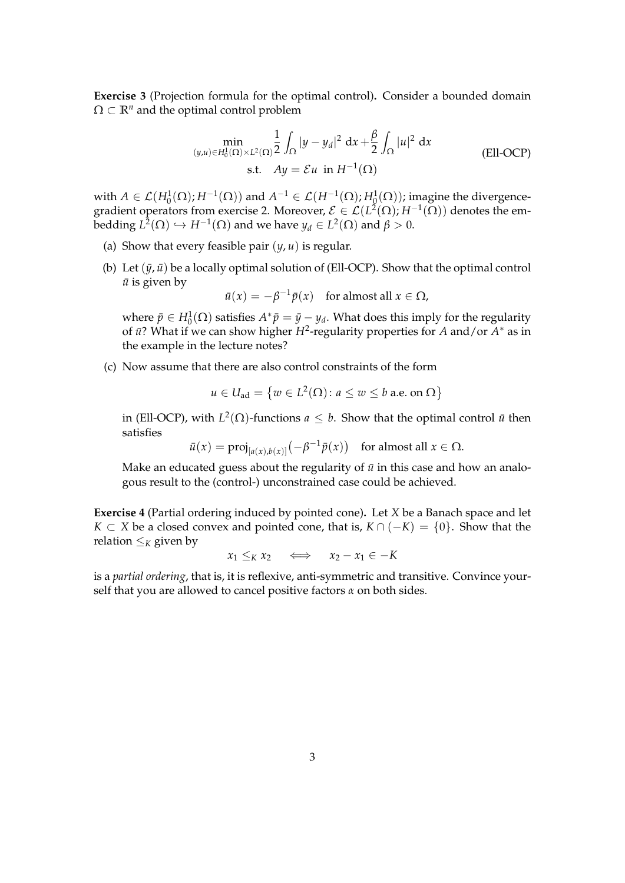**Exercise 3** (Projection formula for the optimal control)**.** Consider a bounded domain $\Omega \subset \mathbb{R}^n$ and the optimal control problem

$$\begin{aligned} \min_{(y,u)\in H_0^1(\Omega)\times L^2(\Omega)} \frac{1}{2}\int_\Omega |y-y_d|^2 \, \mathrm{d}x + \frac{\beta}{2}\int_\Omega |u|^2 \, \mathrm{d}x \\ \text{s.t.} \quad Ay = \mathcal{E}u \ \text{ in } H^{-1}(\Omega) \end{aligned} \tag{Ell-OCP}$$

with $A \in \mathcal{L}(H_0^1(\Omega); H^{-1}(\Omega))$ and $A^{-1} \in \mathcal{L}(H^{-1}(\Omega); H_0^1(\Omega))$; imagine the divergence-gradient operators from exercise 2. Moreover, $\mathcal{E} \in \mathcal{L}(L^2(\Omega); H^{-1}(\Omega))$ denotes the embedding $L^2(\Omega) \hookrightarrow H^{-1}(\Omega)$ and we have $y_d \in L^2(\Omega)$ and $\beta > 0$.

(a) Show that every feasible pair $(y, u)$ is regular.

(b) Let $(\bar{y}, \bar{u})$ be a locally optimal solution of (Ell-OCP). Show that the optimal control $\bar{u}$ is given by

$$\bar{u}(x) = -\beta^{-1}\bar{p}(x) \quad \text{for almost all } x \in \Omega,$$

where $\bar{p} \in H_0^1(\Omega)$ satisfies $A^*\bar{p} = \bar{y} - y_d$. What does this imply for the regularity of $\bar{u}$? What if we can show higher $H^2$-regularity properties for $A$ and/or $A^*$ as in the example in the lecture notes?

(c) Now assume that there are also control constraints of the form

$$u \in U_{\mathrm{ad}} = \left\{ w \in L^2(\Omega) \colon a \le w \le b \text{ a.e. on } \Omega \right\}$$

in (Ell-OCP), with $L^2(\Omega)$-functions $a \le b$. Show that the optimal control $\bar{u}$ then satisfies

$$\bar{u}(x) = \mathrm{proj}_{[a(x),b(x)]}\left(-\beta^{-1}\bar{p}(x)\right) \quad \text{for almost all } x \in \Omega.$$

Make an educated guess about the regularity of $\bar{u}$ in this case and how an analogous result to the (control-) unconstrained case could be achieved.

**Exercise 4** (Partial ordering induced by pointed cone)**.** Let $X$ be a Banach space and let $K \subset X$ be a closed convex and pointed cone, that is, $K \cap (-K) = \{0\}$. Show that the relation $\le_K$ given by

$$x_1 \le_K x_2 \quad \iff \quad x_2 - x_1 \in -K$$

is a *partial ordering*, that is, it is reflexive, anti-symmetric and transitive. Convince yourself that you are allowed to cancel positive factors $\alpha$ on both sides.